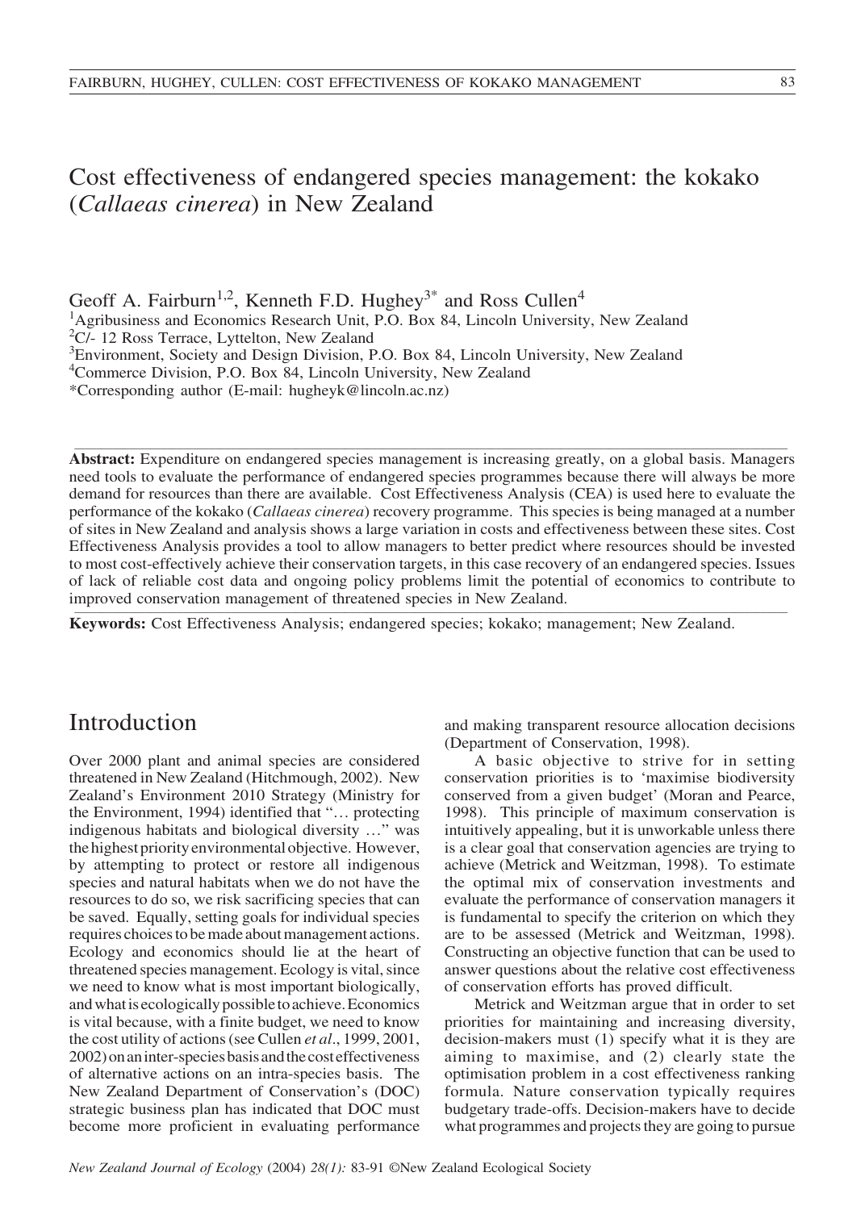# Cost effectiveness of endangered species management: the kokako (*Callaeas cinerea*) in New Zealand

Geoff A. Fairburn[1,2], Kenneth F.D. Hughey[3*] and Ross Cullen[4]

[1]Agribusiness and Economics Research Unit, P.O. Box 84, Lincoln University, New Zealand
[2]C/- 12 Ross Terrace, Lyttelton, New Zealand
[3]Environment, Society and Design Division, P.O. Box 84, Lincoln University, New Zealand
[4]Commerce Division, P.O. Box 84, Lincoln University, New Zealand
*Corresponding author (E-mail: hugheyk@lincoln.ac.nz)

**Abstract:** Expenditure on endangered species management is increasing greatly, on a global basis. Managers need tools to evaluate the performance of endangered species programmes because there will always be more demand for resources than there are available. Cost Effectiveness Analysis (CEA) is used here to evaluate the performance of the kokako (*Callaeas cinerea*) recovery programme. This species is being managed at a number of sites in New Zealand and analysis shows a large variation in costs and effectiveness between these sites. Cost Effectiveness Analysis provides a tool to allow managers to better predict where resources should be invested to most cost-effectively achieve their conservation targets, in this case recovery of an endangered species. Issues of lack of reliable cost data and ongoing policy problems limit the potential of economics to contribute to improved conservation management of threatened species in New Zealand.

**Keywords:** Cost Effectiveness Analysis; endangered species; kokako; management; New Zealand.

## Introduction

Over 2000 plant and animal species are considered threatened in New Zealand (Hitchmough, 2002). New Zealand's Environment 2010 Strategy (Ministry for the Environment, 1994) identified that "… protecting indigenous habitats and biological diversity …" was the highest priority environmental objective. However, by attempting to protect or restore all indigenous species and natural habitats when we do not have the resources to do so, we risk sacrificing species that can be saved. Equally, setting goals for individual species requires choices to be made about management actions. Ecology and economics should lie at the heart of threatened species management. Ecology is vital, since we need to know what is most important biologically, and what is ecologically possible to achieve. Economics is vital because, with a finite budget, we need to know the cost utility of actions (see Cullen *et al*., 1999, 2001, 2002) on an inter-species basis and the cost effectiveness of alternative actions on an intra-species basis. The New Zealand Department of Conservation's (DOC) strategic business plan has indicated that DOC must become more proficient in evaluating performance and making transparent resource allocation decisions (Department of Conservation, 1998).

A basic objective to strive for in setting conservation priorities is to 'maximise biodiversity conserved from a given budget' (Moran and Pearce, 1998). This principle of maximum conservation is intuitively appealing, but it is unworkable unless there is a clear goal that conservation agencies are trying to achieve (Metrick and Weitzman, 1998). To estimate the optimal mix of conservation investments and evaluate the performance of conservation managers it is fundamental to specify the criterion on which they are to be assessed (Metrick and Weitzman, 1998). Constructing an objective function that can be used to answer questions about the relative cost effectiveness of conservation efforts has proved difficult.

Metrick and Weitzman argue that in order to set priorities for maintaining and increasing diversity, decision-makers must (1) specify what it is they are aiming to maximise, and (2) clearly state the optimisation problem in a cost effectiveness ranking formula. Nature conservation typically requires budgetary trade-offs. Decision-makers have to decide what programmes and projects they are going to pursue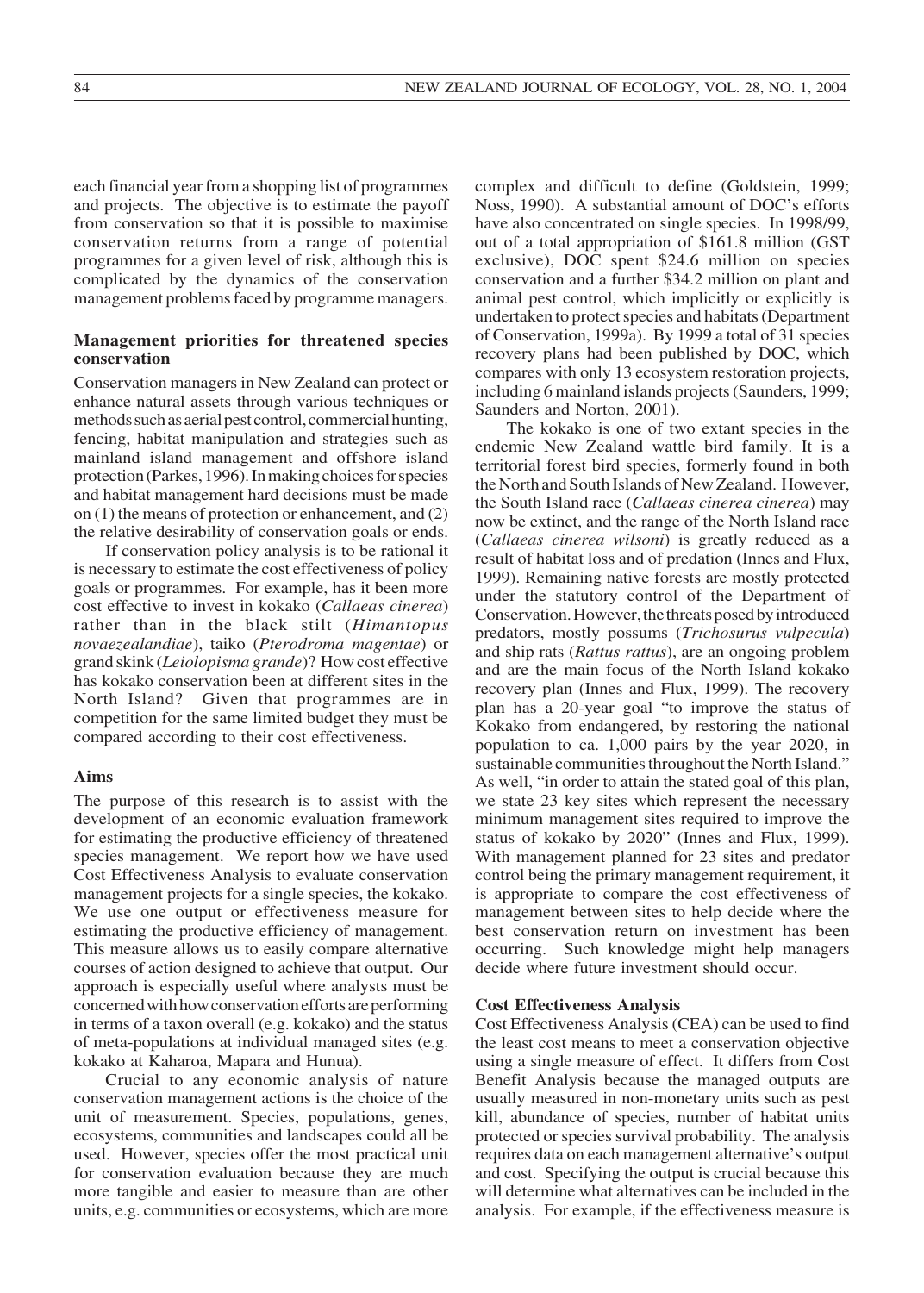each financial year from a shopping list of programmes and projects. The objective is to estimate the payoff from conservation so that it is possible to maximise conservation returns from a range of potential programmes for a given level of risk, although this is complicated by the dynamics of the conservation management problems faced by programme managers.

### Management priorities for threatened species conservation

Conservation managers in New Zealand can protect or enhance natural assets through various techniques or methods such as aerial pest control, commercial hunting, fencing, habitat manipulation and strategies such as mainland island management and offshore island protection (Parkes, 1996). In making choices for species and habitat management hard decisions must be made on (1) the means of protection or enhancement, and (2) the relative desirability of conservation goals or ends.

If conservation policy analysis is to be rational it is necessary to estimate the cost effectiveness of policy goals or programmes. For example, has it been more cost effective to invest in kokako (*Callaeas cinerea*) rather than in the black stilt (*Himantopus novaezealandiae*), taiko (*Pterodroma magentae*) or grand skink (*Leiolopisma grande*)? How cost effective has kokako conservation been at different sites in the North Island? Given that programmes are in competition for the same limited budget they must be compared according to their cost effectiveness.

### Aims

The purpose of this research is to assist with the development of an economic evaluation framework for estimating the productive efficiency of threatened species management. We report how we have used Cost Effectiveness Analysis to evaluate conservation management projects for a single species, the kokako. We use one output or effectiveness measure for estimating the productive efficiency of management. This measure allows us to easily compare alternative courses of action designed to achieve that output. Our approach is especially useful where analysts must be concerned with how conservation efforts are performing in terms of a taxon overall (e.g. kokako) and the status of meta-populations at individual managed sites (e.g. kokako at Kaharoa, Mapara and Hunua).

Crucial to any economic analysis of nature conservation management actions is the choice of the unit of measurement. Species, populations, genes, ecosystems, communities and landscapes could all be used. However, species offer the most practical unit for conservation evaluation because they are much more tangible and easier to measure than are other units, e.g. communities or ecosystems, which are more complex and difficult to define (Goldstein, 1999; Noss, 1990). A substantial amount of DOC's efforts have also concentrated on single species. In 1998/99, out of a total appropriation of $161.8 million (GST exclusive), DOC spent $24.6 million on species conservation and a further $34.2 million on plant and animal pest control, which implicitly or explicitly is undertaken to protect species and habitats (Department of Conservation, 1999a). By 1999 a total of 31 species recovery plans had been published by DOC, which compares with only 13 ecosystem restoration projects, including 6 mainland islands projects (Saunders, 1999; Saunders and Norton, 2001).

The kokako is one of two extant species in the endemic New Zealand wattle bird family. It is a territorial forest bird species, formerly found in both the North and South Islands of New Zealand. However, the South Island race (*Callaeas cinerea cinerea*) may now be extinct, and the range of the North Island race (*Callaeas cinerea wilsoni*) is greatly reduced as a result of habitat loss and of predation (Innes and Flux, 1999). Remaining native forests are mostly protected under the statutory control of the Department of Conservation. However, the threats posed by introduced predators, mostly possums (*Trichosurus vulpecula*) and ship rats (*Rattus rattus*), are an ongoing problem and are the main focus of the North Island kokako recovery plan (Innes and Flux, 1999). The recovery plan has a 20-year goal "to improve the status of Kokako from endangered, by restoring the national population to ca. 1,000 pairs by the year 2020, in sustainable communities throughout the North Island." As well, "in order to attain the stated goal of this plan, we state 23 key sites which represent the necessary minimum management sites required to improve the status of kokako by 2020" (Innes and Flux, 1999). With management planned for 23 sites and predator control being the primary management requirement, it is appropriate to compare the cost effectiveness of management between sites to help decide where the best conservation return on investment has been occurring. Such knowledge might help managers decide where future investment should occur.

### Cost Effectiveness Analysis

Cost Effectiveness Analysis (CEA) can be used to find the least cost means to meet a conservation objective using a single measure of effect. It differs from Cost Benefit Analysis because the managed outputs are usually measured in non-monetary units such as pest kill, abundance of species, number of habitat units protected or species survival probability. The analysis requires data on each management alternative's output and cost. Specifying the output is crucial because this will determine what alternatives can be included in the analysis. For example, if the effectiveness measure is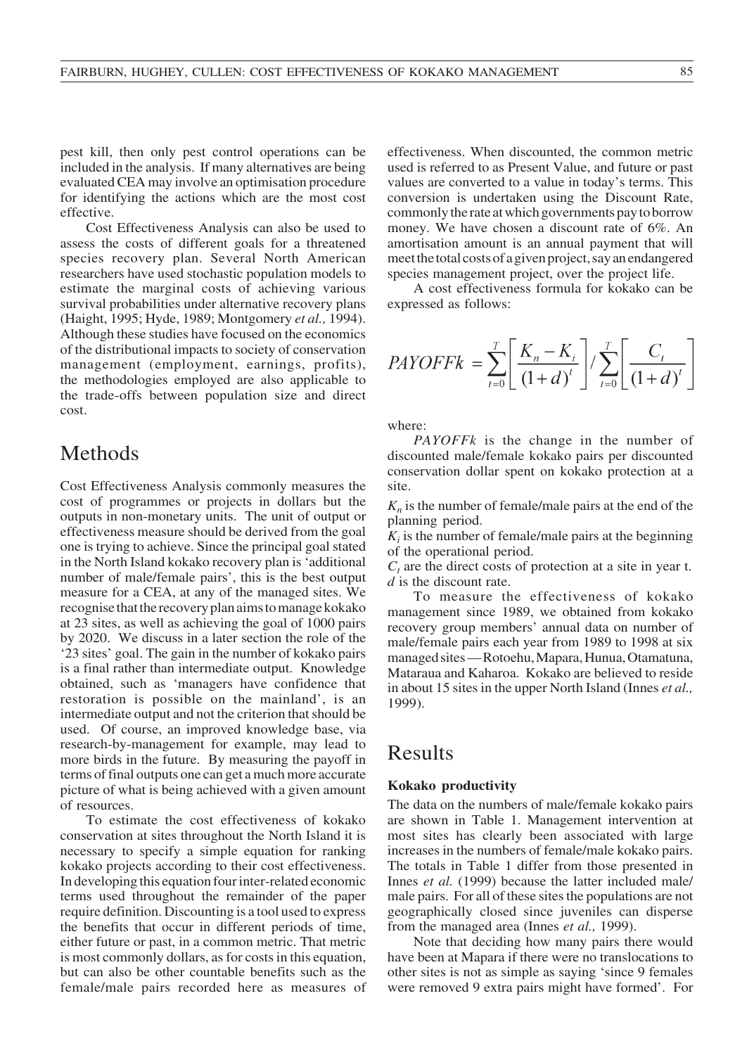pest kill, then only pest control operations can be included in the analysis. If many alternatives are being evaluated CEA may involve an optimisation procedure for identifying the actions which are the most cost effective.

Cost Effectiveness Analysis can also be used to assess the costs of different goals for a threatened species recovery plan. Several North American researchers have used stochastic population models to estimate the marginal costs of achieving various survival probabilities under alternative recovery plans (Haight, 1995; Hyde, 1989; Montgomery *et al.,* 1994). Although these studies have focused on the economics of the distributional impacts to society of conservation management (employment, earnings, profits), the methodologies employed are also applicable to the trade-offs between population size and direct cost.

# Methods

Cost Effectiveness Analysis commonly measures the cost of programmes or projects in dollars but the outputs in non-monetary units. The unit of output or effectiveness measure should be derived from the goal one is trying to achieve. Since the principal goal stated in the North Island kokako recovery plan is 'additional number of male/female pairs', this is the best output measure for a CEA, at any of the managed sites. We recognise that the recovery plan aims to manage kokako at 23 sites, as well as achieving the goal of 1000 pairs by 2020. We discuss in a later section the role of the '23 sites' goal. The gain in the number of kokako pairs is a final rather than intermediate output. Knowledge obtained, such as 'managers have confidence that restoration is possible on the mainland', is an intermediate output and not the criterion that should be used. Of course, an improved knowledge base, via research-by-management for example, may lead to more birds in the future. By measuring the payoff in terms of final outputs one can get a much more accurate picture of what is being achieved with a given amount of resources.

To estimate the cost effectiveness of kokako conservation at sites throughout the North Island it is necessary to specify a simple equation for ranking kokako projects according to their cost effectiveness. In developing this equation four inter-related economic terms used throughout the remainder of the paper require definition. Discounting is a tool used to express the benefits that occur in different periods of time, either future or past, in a common metric. That metric is most commonly dollars, as for costs in this equation, but can also be other countable benefits such as the female/male pairs recorded here as measures of effectiveness. When discounted, the common metric used is referred to as Present Value, and future or past values are converted to a value in today's terms. This conversion is undertaken using the Discount Rate, commonly the rate at which governments pay to borrow money. We have chosen a discount rate of 6%. An amortisation amount is an annual payment that will meet the total costs of a given project, say an endangered species management project, over the project life.

A cost effectiveness formula for kokako can be expressed as follows:

$$PAYOFFk = \sum_{t=0}^{T} \left[ \frac{K_n - K_i}{(1+d)^t} \right] / \sum_{t=0}^{T} \left[ \frac{C_t}{(1+d)^t} \right]$$

where:

*PAYOFFk* is the change in the number of discounted male/female kokako pairs per discounted conservation dollar spent on kokako protection at a site.

$K_n$ is the number of female/male pairs at the end of the planning period.

$K_i$ is the number of female/male pairs at the beginning of the operational period.

$C_t$ are the direct costs of protection at a site in year t.

$d$ is the discount rate.

To measure the effectiveness of kokako management since 1989, we obtained from kokako recovery group members' annual data on number of male/female pairs each year from 1989 to 1998 at six managed sites — Rotoehu, Mapara, Hunua, Otamatuna, Mataraua and Kaharoa. Kokako are believed to reside in about 15 sites in the upper North Island (Innes *et al.,* 1999).

# Results

### Kokako productivity

The data on the numbers of male/female kokako pairs are shown in Table 1. Management intervention at most sites has clearly been associated with large increases in the numbers of female/male kokako pairs. The totals in Table 1 differ from those presented in Innes *et al.* (1999) because the latter included male/male pairs. For all of these sites the populations are not geographically closed since juveniles can disperse from the managed area (Innes *et al.,* 1999).

Note that deciding how many pairs there would have been at Mapara if there were no translocations to other sites is not as simple as saying 'since 9 females were removed 9 extra pairs might have formed'. For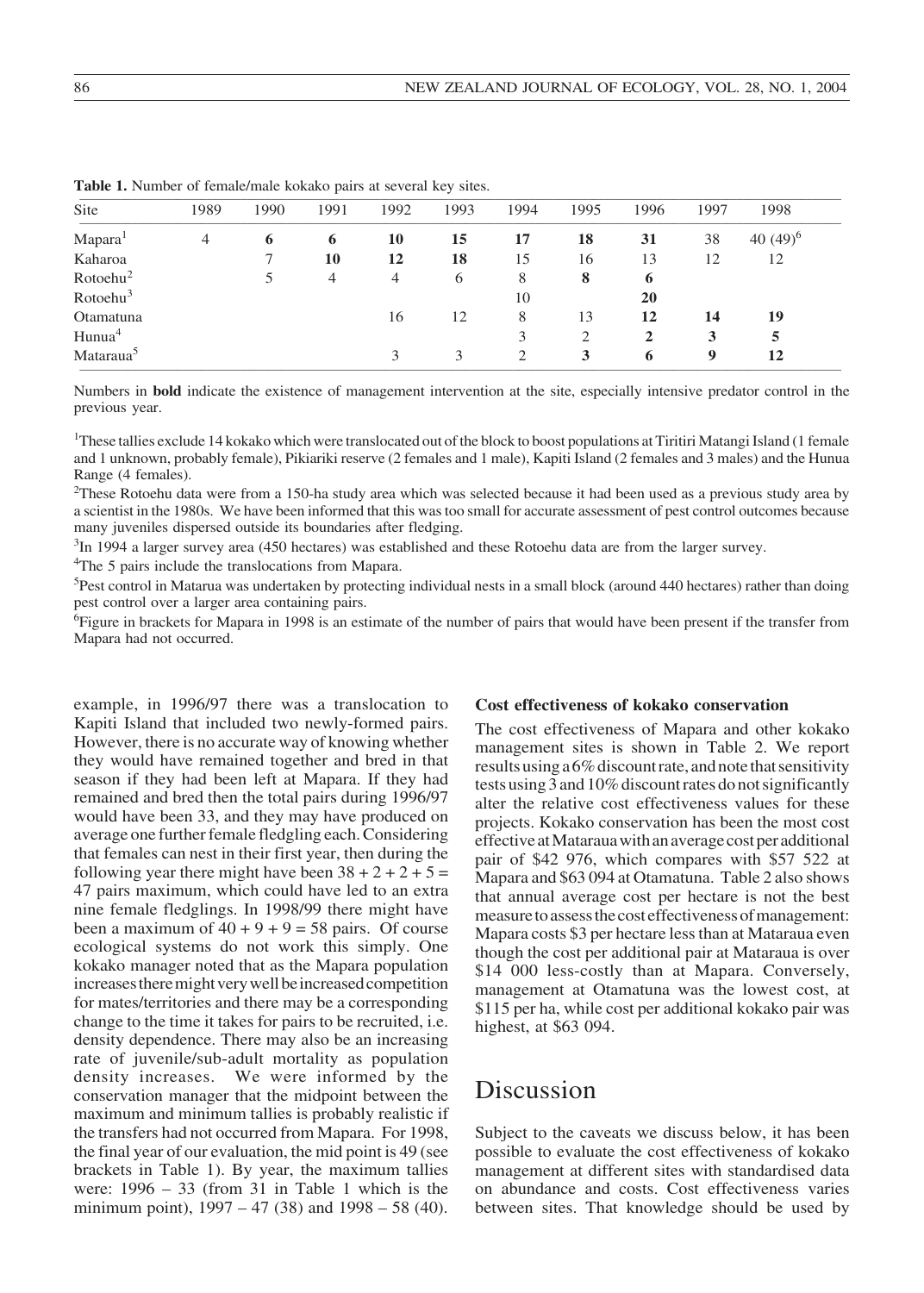**Table 1.** Number of female/male kokako pairs at several key sites.

| Site | 1989 | 1990 | 1991 | 1992 | 1993 | 1994 | 1995 | 1996 | 1997 | 1998 |
|---|---|---|---|---|---|---|---|---|---|---|
| Mapara[1] | 4 | **6** | **6** | **10** | **15** | **17** | **18** | **31** | 38 | 40 (49)[6] |
| Kaharoa | | 7 | **10** | **12** | **18** | 15 | 16 | 13 | 12 | 12 |
| Rotoehu[2] | | 5 | 4 | 4 | 6 | 8 | **8** | **6** | | |
| Rotoehu[3] | | | | | | 10 | | **20** | | |
| Otamatuna | | | | 16 | 12 | 8 | 13 | **12** | **14** | **19** |
| Hunua[4] | | | | | | 3 | 2 | **2** | **3** | **5** |
| Mataraua[5] | | | | 3 | 3 | 2 | **3** | **6** | **9** | **12** |

Numbers in **bold** indicate the existence of management intervention at the site, especially intensive predator control in the previous year.

[1]These tallies exclude 14 kokako which were translocated out of the block to boost populations at Tiritiri Matangi Island (1 female and 1 unknown, probably female), Pikiariki reserve (2 females and 1 male), Kapiti Island (2 females and 3 males) and the Hunua Range (4 females).

[2]These Rotoehu data were from a 150-ha study area which was selected because it had been used as a previous study area by a scientist in the 1980s. We have been informed that this was too small for accurate assessment of pest control outcomes because many juveniles dispersed outside its boundaries after fledging.

[3]In 1994 a larger survey area (450 hectares) was established and these Rotoehu data are from the larger survey.

[4]The 5 pairs include the translocations from Mapara.

[5]Pest control in Matarua was undertaken by protecting individual nests in a small block (around 440 hectares) rather than doing pest control over a larger area containing pairs.

[6]Figure in brackets for Mapara in 1998 is an estimate of the number of pairs that would have been present if the transfer from Mapara had not occurred.

example, in 1996/97 there was a translocation to Kapiti Island that included two newly-formed pairs. However, there is no accurate way of knowing whether they would have remained together and bred in that season if they had been left at Mapara. If they had remained and bred then the total pairs during 1996/97 would have been 33, and they may have produced on average one further female fledgling each. Considering that females can nest in their first year, then during the following year there might have been 38 + 2 + 2 + 5 = 47 pairs maximum, which could have led to an extra nine female fledglings. In 1998/99 there might have been a maximum of 40 + 9 + 9 = 58 pairs. Of course ecological systems do not work this simply. One kokako manager noted that as the Mapara population increases there might very well be increased competition for mates/territories and there may be a corresponding change to the time it takes for pairs to be recruited, i.e. density dependence. There may also be an increasing rate of juvenile/sub-adult mortality as population density increases. We were informed by the conservation manager that the midpoint between the maximum and minimum tallies is probably realistic if the transfers had not occurred from Mapara. For 1998, the final year of our evaluation, the mid point is 49 (see brackets in Table 1). By year, the maximum tallies were: 1996 – 33 (from 31 in Table 1 which is the minimum point), 1997 – 47 (38) and 1998 – 58 (40).

### Cost effectiveness of kokako conservation

The cost effectiveness of Mapara and other kokako management sites is shown in Table 2. We report results using a 6% discount rate, and note that sensitivity tests using 3 and 10% discount rates do not significantly alter the relative cost effectiveness values for these projects. Kokako conservation has been the most cost effective at Mataraua with an average cost per additional pair of $42 976, which compares with $57 522 at Mapara and $63 094 at Otamatuna. Table 2 also shows that annual average cost per hectare is not the best measure to assess the cost effectiveness of management: Mapara costs $3 per hectare less than at Mataraua even though the cost per additional pair at Mataraua is over $14 000 less-costly than at Mapara. Conversely, management at Otamatuna was the lowest cost, at $115 per ha, while cost per additional kokako pair was highest, at $63 094.

## Discussion

Subject to the caveats we discuss below, it has been possible to evaluate the cost effectiveness of kokako management at different sites with standardised data on abundance and costs. Cost effectiveness varies between sites. That knowledge should be used by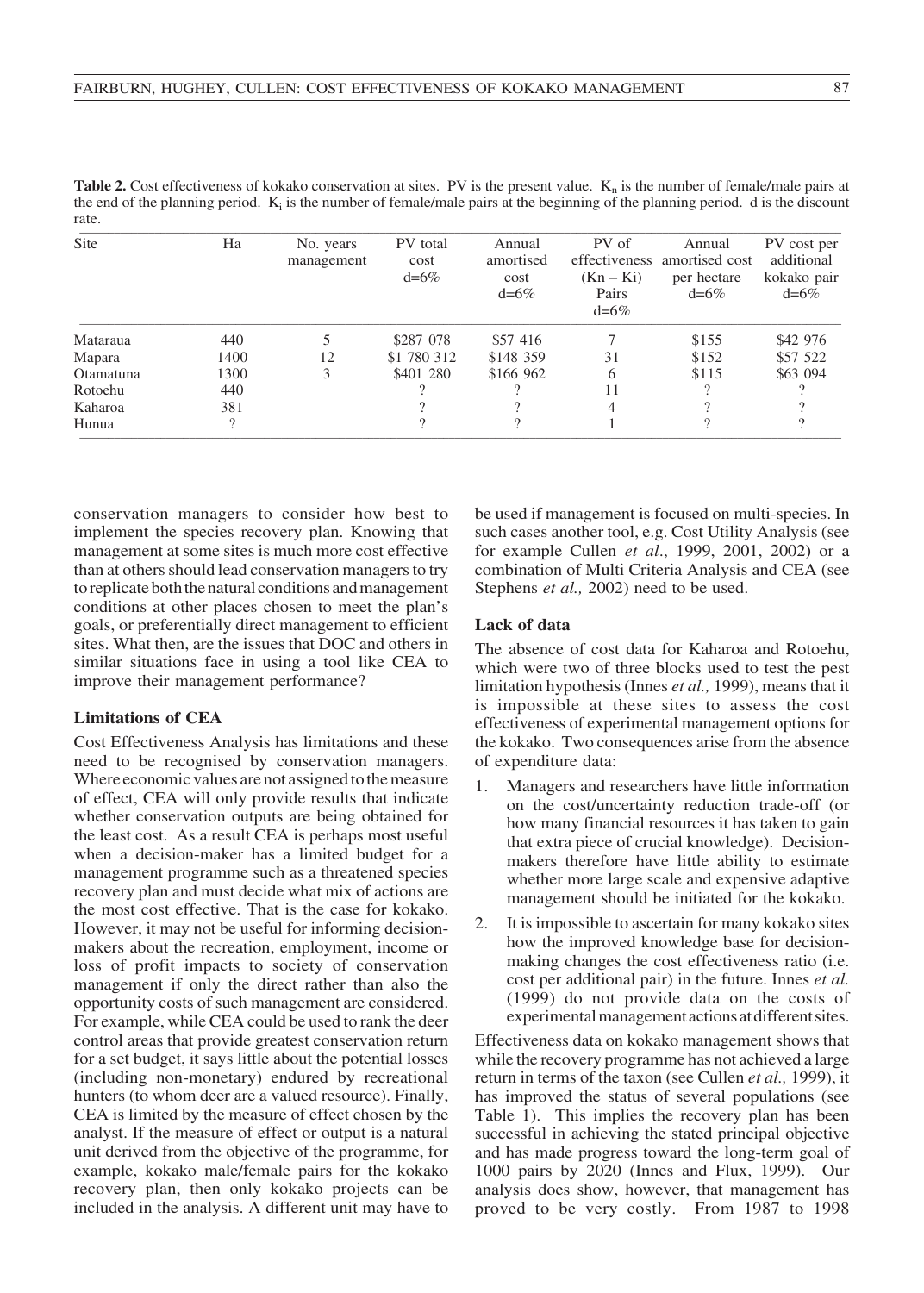**Table 2.** Cost effectiveness of kokako conservation at sites. PV is the present value. $K_n$ is the number of female/male pairs at the end of the planning period. $K_i$ is the number of female/male pairs at the beginning of the planning period. d is the discount rate.

| Site | Ha | No. years management | PV total cost d=6% | Annual amortised cost d=6% | PV of effectiveness (Kn – Ki) Pairs d=6% | Annual amortised cost per hectare d=6% | PV cost per additional kokako pair d=6% |
|---|---|---|---|---|---|---|---|
| Mataraua | 440 | 5 | \$287 078 | \$57 416 | 7 | \$155 | \$42 976 |
| Mapara | 1400 | 12 | \$1 780 312 | \$148 359 | 31 | \$152 | \$57 522 |
| Otamatuna | 1300 | 3 | \$401 280 | \$166 962 | 6 | \$115 | \$63 094 |
| Rotoehu | 440 | | ? | ? | 11 | ? | ? |
| Kaharoa | 381 | | ? | ? | 4 | ? | ? |
| Hunua | ? | | ? | ? | 1 | ? | ? |

conservation managers to consider how best to implement the species recovery plan. Knowing that management at some sites is much more cost effective than at others should lead conservation managers to try to replicate both the natural conditions and management conditions at other places chosen to meet the plan's goals, or preferentially direct management to efficient sites. What then, are the issues that DOC and others in similar situations face in using a tool like CEA to improve their management performance?

### Limitations of CEA

Cost Effectiveness Analysis has limitations and these need to be recognised by conservation managers. Where economic values are not assigned to the measure of effect, CEA will only provide results that indicate whether conservation outputs are being obtained for the least cost. As a result CEA is perhaps most useful when a decision-maker has a limited budget for a management programme such as a threatened species recovery plan and must decide what mix of actions are the most cost effective. That is the case for kokako. However, it may not be useful for informing decision-makers about the recreation, employment, income or loss of profit impacts to society of conservation management if only the direct rather than also the opportunity costs of such management are considered. For example, while CEA could be used to rank the deer control areas that provide greatest conservation return for a set budget, it says little about the potential losses (including non-monetary) endured by recreational hunters (to whom deer are a valued resource). Finally, CEA is limited by the measure of effect chosen by the analyst. If the measure of effect or output is a natural unit derived from the objective of the programme, for example, kokako male/female pairs for the kokako recovery plan, then only kokako projects can be included in the analysis. A different unit may have to be used if management is focused on multi-species. In such cases another tool, e.g. Cost Utility Analysis (see for example Cullen *et al*., 1999, 2001, 2002) or a combination of Multi Criteria Analysis and CEA (see Stephens *et al.,* 2002) need to be used.

### Lack of data

The absence of cost data for Kaharoa and Rotoehu, which were two of three blocks used to test the pest limitation hypothesis (Innes *et al.,* 1999), means that it is impossible at these sites to assess the cost effectiveness of experimental management options for the kokako. Two consequences arise from the absence of expenditure data:

1. Managers and researchers have little information on the cost/uncertainty reduction trade-off (or how many financial resources it has taken to gain that extra piece of crucial knowledge). Decision-makers therefore have little ability to estimate whether more large scale and expensive adaptive management should be initiated for the kokako.
2. It is impossible to ascertain for many kokako sites how the improved knowledge base for decision-making changes the cost effectiveness ratio (i.e. cost per additional pair) in the future. Innes *et al.* (1999) do not provide data on the costs of experimental management actions at different sites.

Effectiveness data on kokako management shows that while the recovery programme has not achieved a large return in terms of the taxon (see Cullen *et al.,* 1999), it has improved the status of several populations (see Table 1). This implies the recovery plan has been successful in achieving the stated principal objective and has made progress toward the long-term goal of 1000 pairs by 2020 (Innes and Flux, 1999). Our analysis does show, however, that management has proved to be very costly. From 1987 to 1998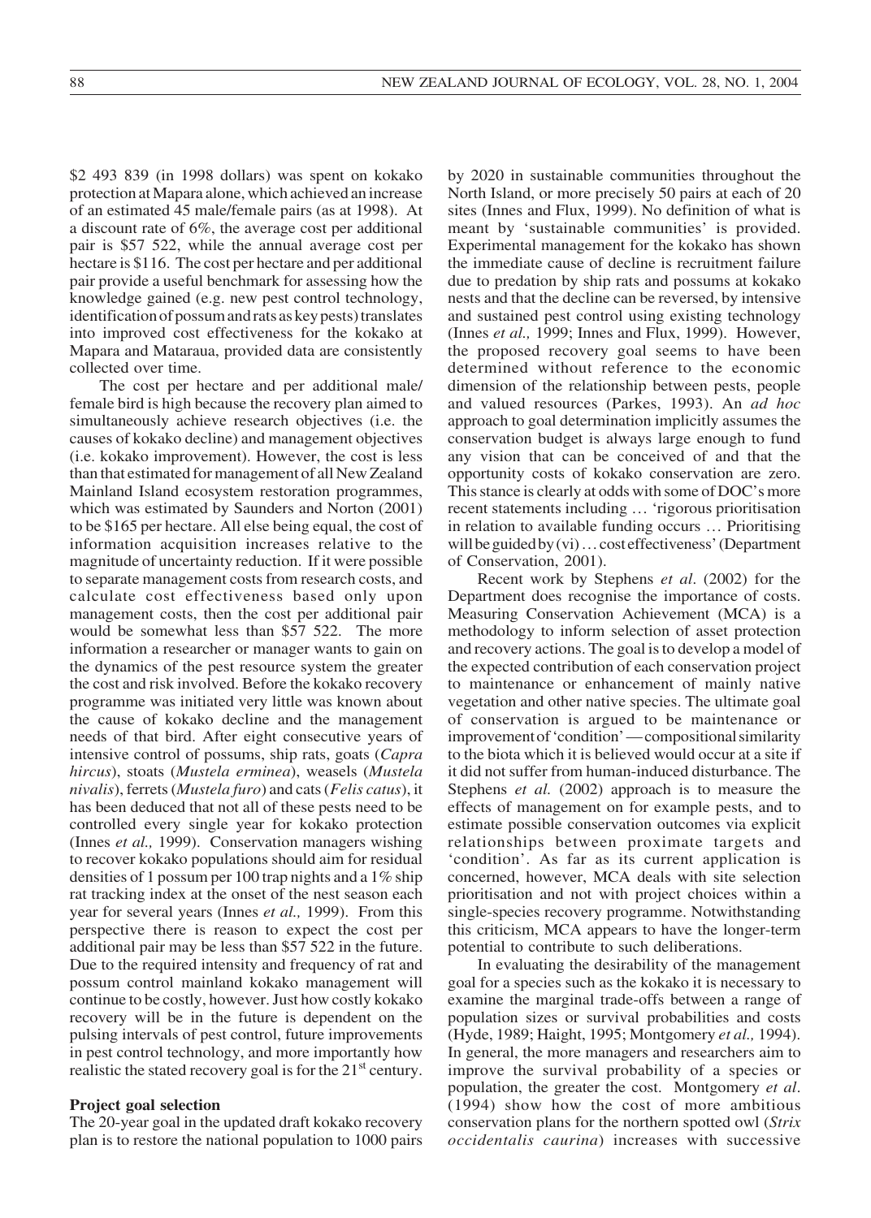$2 493 839 (in 1998 dollars) was spent on kokako protection at Mapara alone, which achieved an increase of an estimated 45 male/female pairs (as at 1998). At a discount rate of 6%, the average cost per additional pair is $57 522, while the annual average cost per hectare is $116. The cost per hectare and per additional pair provide a useful benchmark for assessing how the knowledge gained (e.g. new pest control technology, identification of possum and rats as key pests) translates into improved cost effectiveness for the kokako at Mapara and Mataraua, provided data are consistently collected over time.

The cost per hectare and per additional male/female bird is high because the recovery plan aimed to simultaneously achieve research objectives (i.e. the causes of kokako decline) and management objectives (i.e. kokako improvement). However, the cost is less than that estimated for management of all New Zealand Mainland Island ecosystem restoration programmes, which was estimated by Saunders and Norton (2001) to be $165 per hectare. All else being equal, the cost of information acquisition increases relative to the magnitude of uncertainty reduction. If it were possible to separate management costs from research costs, and calculate cost effectiveness based only upon management costs, then the cost per additional pair would be somewhat less than $57 522. The more information a researcher or manager wants to gain on the dynamics of the pest resource system the greater the cost and risk involved. Before the kokako recovery programme was initiated very little was known about the cause of kokako decline and the management needs of that bird. After eight consecutive years of intensive control of possums, ship rats, goats (*Capra hircus*), stoats (*Mustela erminea*), weasels (*Mustela nivalis*), ferrets (*Mustela furo*) and cats (*Felis catus*), it has been deduced that not all of these pests need to be controlled every single year for kokako protection (Innes *et al.,* 1999). Conservation managers wishing to recover kokako populations should aim for residual densities of 1 possum per 100 trap nights and a 1% ship rat tracking index at the onset of the nest season each year for several years (Innes *et al.,* 1999). From this perspective there is reason to expect the cost per additional pair may be less than $57 522 in the future. Due to the required intensity and frequency of rat and possum control mainland kokako management will continue to be costly, however. Just how costly kokako recovery will be in the future is dependent on the pulsing intervals of pest control, future improvements in pest control technology, and more importantly how realistic the stated recovery goal is for the 21st century.

**Project goal selection**

The 20-year goal in the updated draft kokako recovery plan is to restore the national population to 1000 pairs by 2020 in sustainable communities throughout the North Island, or more precisely 50 pairs at each of 20 sites (Innes and Flux, 1999). No definition of what is meant by 'sustainable communities' is provided. Experimental management for the kokako has shown the immediate cause of decline is recruitment failure due to predation by ship rats and possums at kokako nests and that the decline can be reversed, by intensive and sustained pest control using existing technology (Innes *et al.,* 1999; Innes and Flux, 1999). However, the proposed recovery goal seems to have been determined without reference to the economic dimension of the relationship between pests, people and valued resources (Parkes, 1993). An *ad hoc* approach to goal determination implicitly assumes the conservation budget is always large enough to fund any vision that can be conceived of and that the opportunity costs of kokako conservation are zero. This stance is clearly at odds with some of DOC's more recent statements including … 'rigorous prioritisation in relation to available funding occurs … Prioritising will be guided by (vi) … cost effectiveness' (Department of Conservation, 2001).

Recent work by Stephens *et al.* (2002) for the Department does recognise the importance of costs. Measuring Conservation Achievement (MCA) is a methodology to inform selection of asset protection and recovery actions. The goal is to develop a model of the expected contribution of each conservation project to maintenance or enhancement of mainly native vegetation and other native species. The ultimate goal of conservation is argued to be maintenance or improvement of 'condition' — compositional similarity to the biota which it is believed would occur at a site if it did not suffer from human-induced disturbance. The Stephens *et al.* (2002) approach is to measure the effects of management on for example pests, and to estimate possible conservation outcomes via explicit relationships between proximate targets and 'condition'. As far as its current application is concerned, however, MCA deals with site selection prioritisation and not with project choices within a single-species recovery programme. Notwithstanding this criticism, MCA appears to have the longer-term potential to contribute to such deliberations.

In evaluating the desirability of the management goal for a species such as the kokako it is necessary to examine the marginal trade-offs between a range of population sizes or survival probabilities and costs (Hyde, 1989; Haight, 1995; Montgomery *et al.,* 1994). In general, the more managers and researchers aim to improve the survival probability of a species or population, the greater the cost. Montgomery *et al.* (1994) show how the cost of more ambitious conservation plans for the northern spotted owl (*Strix occidentalis caurina*) increases with successive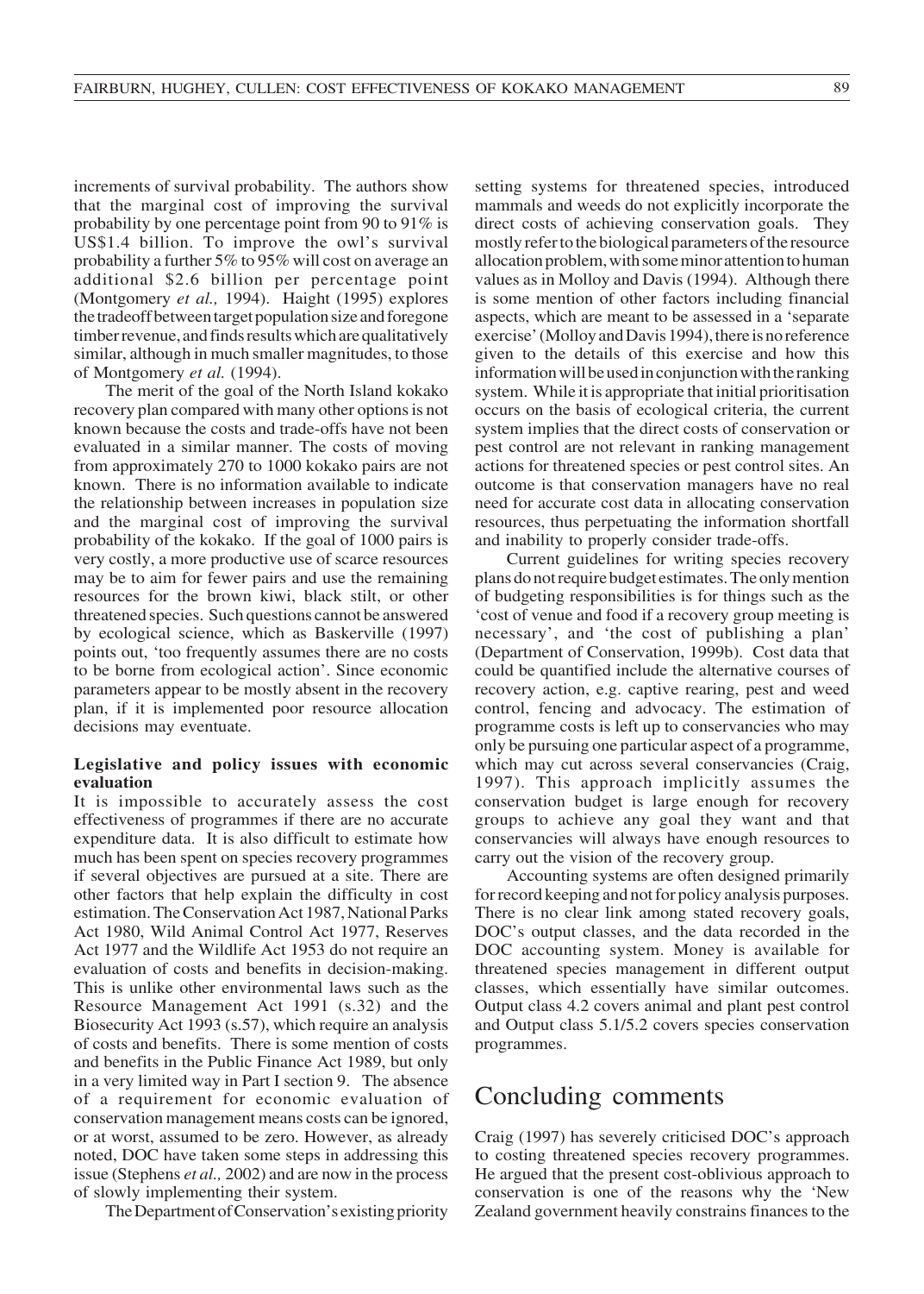increments of survival probability. The authors show that the marginal cost of improving the survival probability by one percentage point from 90 to 91% is US$1.4 billion. To improve the owl's survival probability a further 5% to 95% will cost on average an additional $2.6 billion per percentage point (Montgomery *et al.,* 1994). Haight (1995) explores the tradeoff between target population size and foregone timber revenue, and finds results which are qualitatively similar, although in much smaller magnitudes, to those of Montgomery *et al.* (1994).

The merit of the goal of the North Island kokako recovery plan compared with many other options is not known because the costs and trade-offs have not been evaluated in a similar manner. The costs of moving from approximately 270 to 1000 kokako pairs are not known. There is no information available to indicate the relationship between increases in population size and the marginal cost of improving the survival probability of the kokako. If the goal of 1000 pairs is very costly, a more productive use of scarce resources may be to aim for fewer pairs and use the remaining resources for the brown kiwi, black stilt, or other threatened species. Such questions cannot be answered by ecological science, which as Baskerville (1997) points out, 'too frequently assumes there are no costs to be borne from ecological action'. Since economic parameters appear to be mostly absent in the recovery plan, if it is implemented poor resource allocation decisions may eventuate.

### Legislative and policy issues with economic evaluation

It is impossible to accurately assess the cost effectiveness of programmes if there are no accurate expenditure data. It is also difficult to estimate how much has been spent on species recovery programmes if several objectives are pursued at a site. There are other factors that help explain the difficulty in cost estimation. The Conservation Act 1987, National Parks Act 1980, Wild Animal Control Act 1977, Reserves Act 1977 and the Wildlife Act 1953 do not require an evaluation of costs and benefits in decision-making. This is unlike other environmental laws such as the Resource Management Act 1991 (s.32) and the Biosecurity Act 1993 (s.57), which require an analysis of costs and benefits. There is some mention of costs and benefits in the Public Finance Act 1989, but only in a very limited way in Part I section 9. The absence of a requirement for economic evaluation of conservation management means costs can be ignored, or at worst, assumed to be zero. However, as already noted, DOC have taken some steps in addressing this issue (Stephens *et al.,* 2002) and are now in the process of slowly implementing their system.

The Department of Conservation's existing priority setting systems for threatened species, introduced mammals and weeds do not explicitly incorporate the direct costs of achieving conservation goals. They mostly refer to the biological parameters of the resource allocation problem, with some minor attention to human values as in Molloy and Davis (1994). Although there is some mention of other factors including financial aspects, which are meant to be assessed in a 'separate exercise' (Molloy and Davis 1994), there is no reference given to the details of this exercise and how this information will be used in conjunction with the ranking system. While it is appropriate that initial prioritisation occurs on the basis of ecological criteria, the current system implies that the direct costs of conservation or pest control are not relevant in ranking management actions for threatened species or pest control sites. An outcome is that conservation managers have no real need for accurate cost data in allocating conservation resources, thus perpetuating the information shortfall and inability to properly consider trade-offs.

Current guidelines for writing species recovery plans do not require budget estimates. The only mention of budgeting responsibilities is for things such as the 'cost of venue and food if a recovery group meeting is necessary', and 'the cost of publishing a plan' (Department of Conservation, 1999b). Cost data that could be quantified include the alternative courses of recovery action, e.g. captive rearing, pest and weed control, fencing and advocacy. The estimation of programme costs is left up to conservancies who may only be pursuing one particular aspect of a programme, which may cut across several conservancies (Craig, 1997). This approach implicitly assumes the conservation budget is large enough for recovery groups to achieve any goal they want and that conservancies will always have enough resources to carry out the vision of the recovery group.

Accounting systems are often designed primarily for record keeping and not for policy analysis purposes. There is no clear link among stated recovery goals, DOC's output classes, and the data recorded in the DOC accounting system. Money is available for threatened species management in different output classes, which essentially have similar outcomes. Output class 4.2 covers animal and plant pest control and Output class 5.1/5.2 covers species conservation programmes.

## Concluding comments

Craig (1997) has severely criticised DOC's approach to costing threatened species recovery programmes. He argued that the present cost-oblivious approach to conservation is one of the reasons why the 'New Zealand government heavily constrains finances to the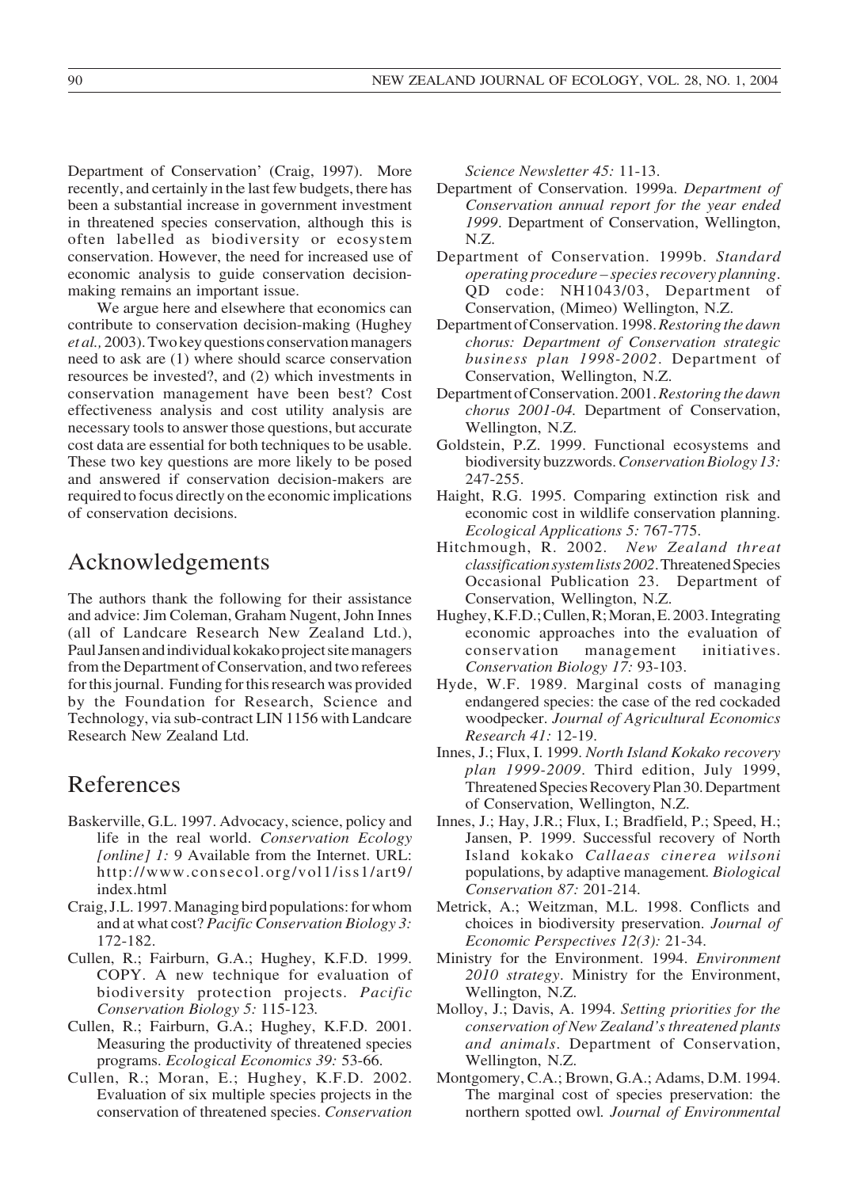Department of Conservation' (Craig, 1997). More recently, and certainly in the last few budgets, there has been a substantial increase in government investment in threatened species conservation, although this is often labelled as biodiversity or ecosystem conservation. However, the need for increased use of economic analysis to guide conservation decision-making remains an important issue.

We argue here and elsewhere that economics can contribute to conservation decision-making (Hughey *et al.,* 2003). Two key questions conservation managers need to ask are (1) where should scarce conservation resources be invested?, and (2) which investments in conservation management have been best? Cost effectiveness analysis and cost utility analysis are necessary tools to answer those questions, but accurate cost data are essential for both techniques to be usable. These two key questions are more likely to be posed and answered if conservation decision-makers are required to focus directly on the economic implications of conservation decisions.

## Acknowledgements

The authors thank the following for their assistance and advice: Jim Coleman, Graham Nugent, John Innes (all of Landcare Research New Zealand Ltd.), Paul Jansen and individual kokako project site managers from the Department of Conservation, and two referees for this journal. Funding for this research was provided by the Foundation for Research, Science and Technology, via sub-contract LIN 1156 with Landcare Research New Zealand Ltd.

## References

Baskerville, G.L. 1997. Advocacy, science, policy and life in the real world. *Conservation Ecology [online] 1:* 9 Available from the Internet. URL: http://www.consecol.org/vol1/iss1/art9/index.html

Craig, J.L. 1997. Managing bird populations: for whom and at what cost? *Pacific Conservation Biology 3:* 172-182.

Cullen, R.; Fairburn, G.A.; Hughey, K.F.D. 1999. COPY. A new technique for evaluation of biodiversity protection projects. *Pacific Conservation Biology 5:* 115-123.

Cullen, R.; Fairburn, G.A.; Hughey, K.F.D. 2001. Measuring the productivity of threatened species programs. *Ecological Economics 39:* 53-66.

Cullen, R.; Moran, E.; Hughey, K.F.D. 2002. Evaluation of six multiple species projects in the conservation of threatened species. *Conservation Science Newsletter 45:* 11-13.

Department of Conservation. 1999a. *Department of Conservation annual report for the year ended 1999*. Department of Conservation, Wellington, N.Z.

Department of Conservation. 1999b. *Standard operating procedure – species recovery planning*. QD code: NH1043/03, Department of Conservation, (Mimeo) Wellington, N.Z.

Department of Conservation. 1998. *Restoring the dawn chorus: Department of Conservation strategic business plan 1998-2002*. Department of Conservation, Wellington, N.Z.

Department of Conservation. 2001. *Restoring the dawn chorus 2001-04.* Department of Conservation, Wellington, N.Z.

Goldstein, P.Z. 1999. Functional ecosystems and biodiversity buzzwords. *Conservation Biology 13:* 247-255.

Haight, R.G. 1995. Comparing extinction risk and economic cost in wildlife conservation planning. *Ecological Applications 5:* 767-775.

Hitchmough, R. 2002. *New Zealand threat classification system lists 2002*. Threatened Species Occasional Publication 23. Department of Conservation, Wellington, N.Z.

Hughey, K.F.D.; Cullen, R; Moran, E. 2003. Integrating economic approaches into the evaluation of conservation management initiatives. *Conservation Biology 17:* 93-103.

Hyde, W.F. 1989. Marginal costs of managing endangered species: the case of the red cockaded woodpecker. *Journal of Agricultural Economics Research 41:* 12-19.

Innes, J.; Flux, I. 1999. *North Island Kokako recovery plan 1999-2009*. Third edition, July 1999, Threatened Species Recovery Plan 30. Department of Conservation, Wellington, N.Z.

Innes, J.; Hay, J.R.; Flux, I.; Bradfield, P.; Speed, H.; Jansen, P. 1999. Successful recovery of North Island kokako *Callaeas cinerea wilsoni* populations, by adaptive management. *Biological Conservation 87:* 201-214.

Metrick, A.; Weitzman, M.L. 1998. Conflicts and choices in biodiversity preservation. *Journal of Economic Perspectives 12(3):* 21-34.

Ministry for the Environment. 1994. *Environment 2010 strategy*. Ministry for the Environment, Wellington, N.Z.

Molloy, J.; Davis, A. 1994. *Setting priorities for the conservation of New Zealand's threatened plants and animals*. Department of Conservation, Wellington, N.Z.

Montgomery, C.A.; Brown, G.A.; Adams, D.M. 1994. The marginal cost of species preservation: the northern spotted owl. *Journal of Environmental*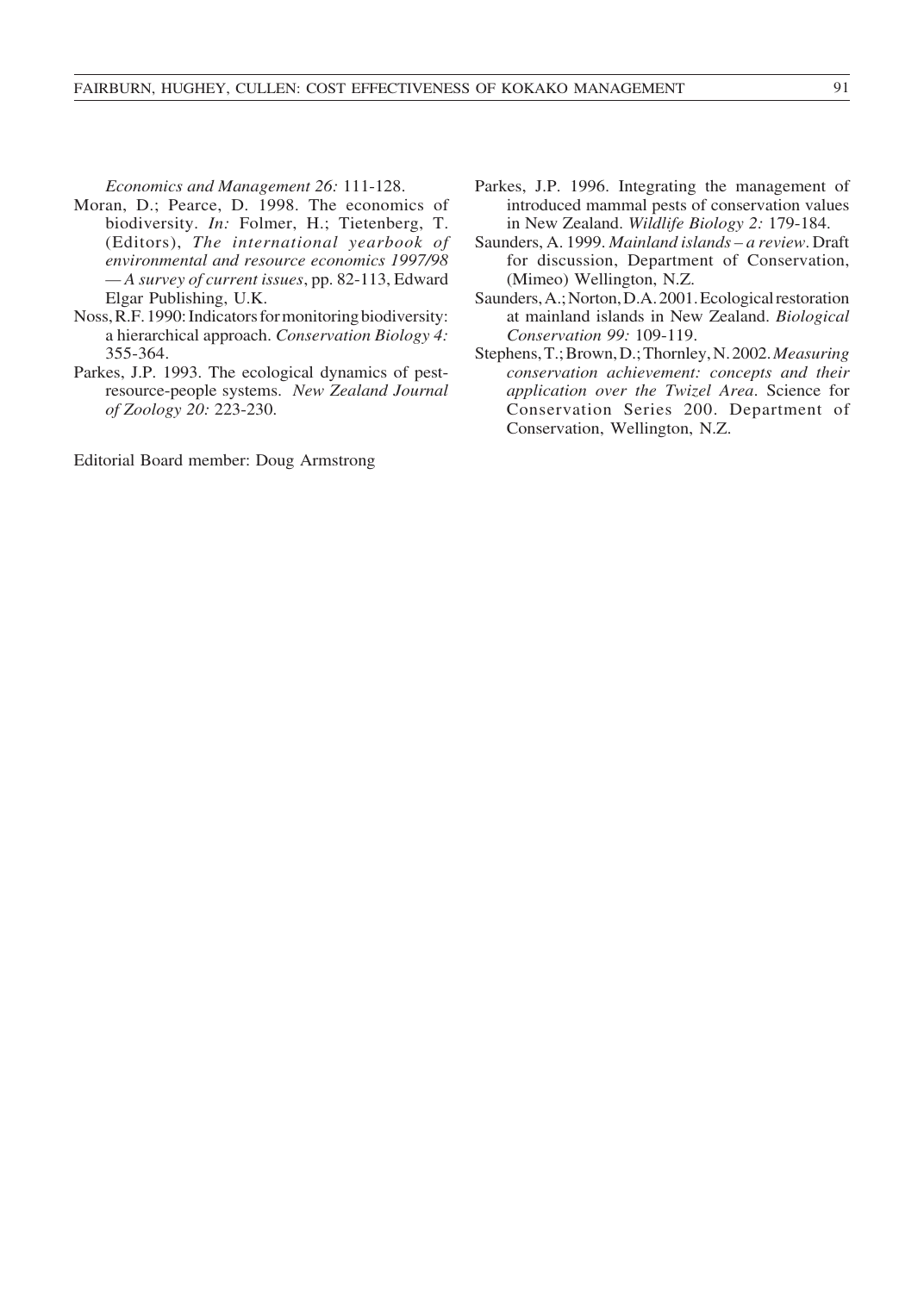*Economics and Management 26:* 111-128.

Moran, D.; Pearce, D. 1998. The economics of biodiversity. *In:* Folmer, H.; Tietenberg, T. (Editors), *The international yearbook of environmental and resource economics 1997/98 — A survey of current issues*, pp. 82-113, Edward Elgar Publishing, U.K.

Noss, R.F. 1990: Indicators for monitoring biodiversity: a hierarchical approach. *Conservation Biology 4:* 355-364.

Parkes, J.P. 1993. The ecological dynamics of pest-resource-people systems. *New Zealand Journal of Zoology 20:* 223-230.

Parkes, J.P. 1996. Integrating the management of introduced mammal pests of conservation values in New Zealand. *Wildlife Biology 2:* 179-184.

Saunders, A. 1999. *Mainland islands – a review*. Draft for discussion, Department of Conservation, (Mimeo) Wellington, N.Z.

Saunders, A.; Norton, D.A. 2001. Ecological restoration at mainland islands in New Zealand. *Biological Conservation 99:* 109-119.

Stephens, T.; Brown, D.; Thornley, N. 2002. *Measuring conservation achievement: concepts and their application over the Twizel Area*. Science for Conservation Series 200. Department of Conservation, Wellington, N.Z.

Editorial Board member: Doug Armstrong